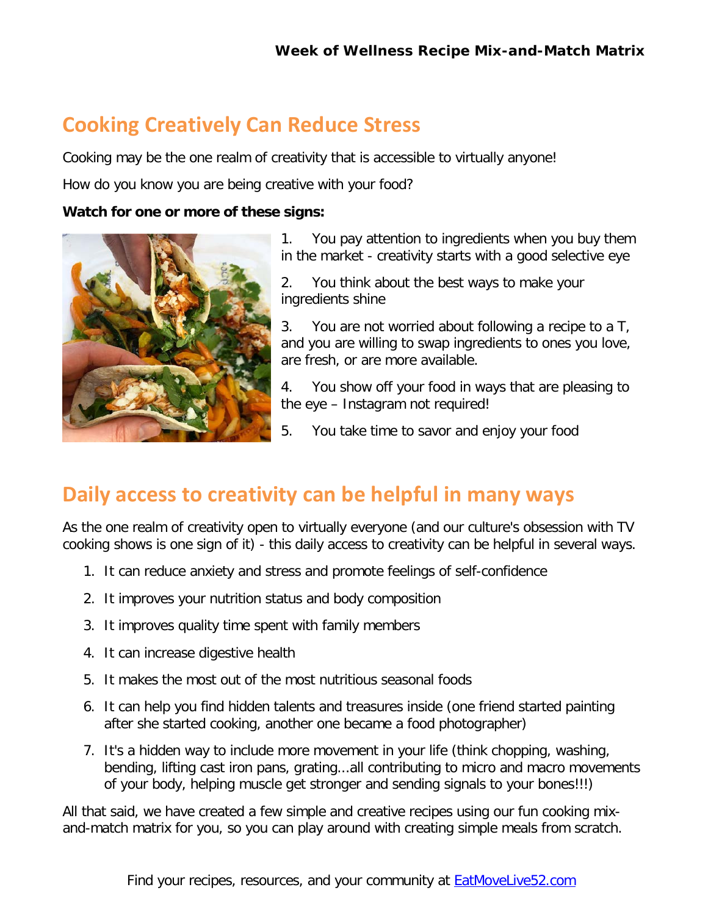# Week of Wellness Recipe Mix-and-Match Matrix

## Cooking Creatively Can Reduce Stress

Cooking may be the one realm of creativity that is accessible to virtually anyone!

How do you know you are being creative with your food?

**Watch for one or more of these signs:**

1. You pay attention to ingredients when you buy them in the market - creativity starts with a good selective eye
2. You think about the best ways to make your ingredients shine
3. You are not worried about following a recipe to a T, and you are willing to swap ingredients to ones you love, are fresh, or are more available.
4. You show off your food in ways that are pleasing to the eye – Instagram not required!
5. You take time to savor and enjoy your food

## Daily access to creativity can be helpful in many ways

As the one realm of creativity open to virtually everyone (and our culture's obsession with TV cooking shows is one sign of it) - this daily access to creativity can be helpful in several ways.

1. It can reduce anxiety and stress and promote feelings of self-confidence
2. It improves your nutrition status and body composition
3. It improves quality time spent with family members
4. It can increase digestive health
5. It makes the most out of the most nutritious seasonal foods
6. It can help you find hidden talents and treasures inside (one friend started painting after she started cooking, another one became a food photographer)
7. It's a hidden way to include more movement in your life (think chopping, washing, bending, lifting cast iron pans, grating...all contributing to micro and macro movements of your body, helping muscle get stronger and sending signals to your bones!!!)

All that said, we have created a few simple and creative recipes using our fun cooking mix-and-match matrix for you, so you can play around with creating simple meals from scratch.

Find your recipes, resources, and your community at [EatMoveLive52.com](EatMoveLive52.com)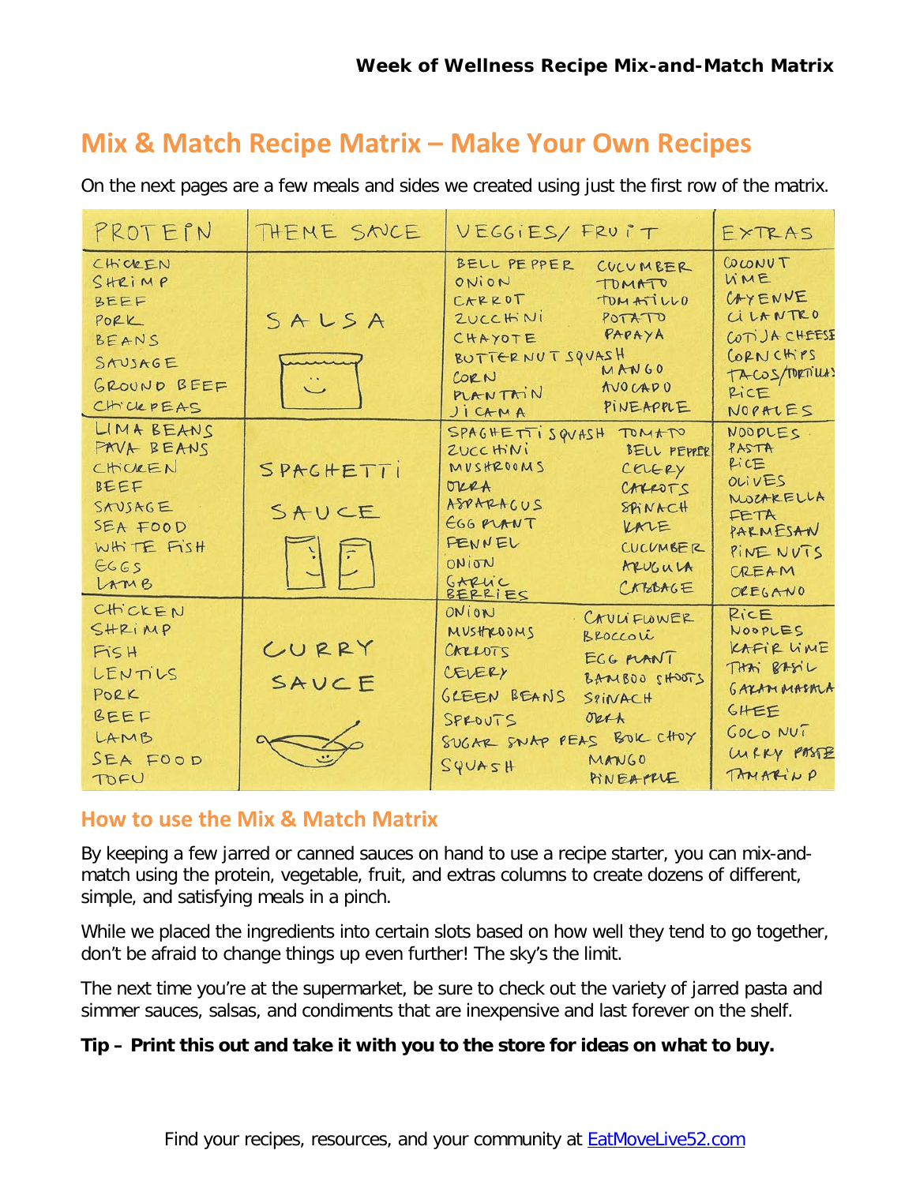## Mix & Match Recipe Matrix – Make Your Own Recipes

On the next pages are a few meals and sides we created using just the first row of the matrix.

| PROTEIN | THEME SAUCE | VEGGIES/ FRUIT | EXTRAS |
|---|---|---|---|
| CHICKEN<br>SHRIMP<br>BEEF<br>PORK<br>BEANS<br>SAUSAGE<br>GROUND BEEF<br>CHICKPEAS | SALSA | BELL PEPPER<br>CUCUMBER<br>ONION<br>TOMATO<br>CARROT<br>TOMATILLO<br>ZUCCHINI<br>POTATO<br>CHAYOTE<br>PAPAYA<br>BUTTERNUT SQUASH<br>CORN<br>MANGO<br>PLANTAIN<br>AVOCADO<br>JICAMA<br>PINEAPPLE | COCONUT<br>LIME<br>CAYENNE<br>CILANTRO<br>COTIJA CHEESE<br>CORN CHIPS<br>TACOS/TORTILLAS<br>RICE<br>NOPALES |
| LIMA BEANS<br>FAVA BEANS<br>CHICKEN<br>BEEF<br>SAUSAGE<br>SEA FOOD<br>WHITE FISH<br>EGGS<br>LAMB | SPAGHETTI SAUCE | SPAGHETTI SQUASH<br>TOMATO<br>ZUCCHINI<br>BELL PEPPER<br>MUSHROOMS<br>CELERY<br>OKRA<br>CARROTS<br>ASPARAGUS<br>SPINACH<br>EGG PLANT<br>KALE<br>FENNEL<br>CUCUMBER<br>ONION<br>ARUGULA<br>GARLIC<br>BERRIES<br>CABBAGE | NOODLES<br>PASTA<br>RICE<br>OLIVES<br>MOZARELLA<br>FETA<br>PARMESAN<br>PINE NUTS<br>CREAM<br>OREGANO |
| CHICKEN<br>SHRIMP<br>FISH<br>LENTILS<br>PORK<br>BEEF<br>LAMB<br>SEA FOOD<br>TOFU | CURRY SAUCE | ONION<br>CAULIFLOWER<br>MUSHROOMS<br>BROCCOLI<br>CARROTS<br>EGG PLANT<br>CELERY<br>BAMBOO SHOOTS<br>GREEN BEANS<br>SPINACH<br>SPROUTS<br>OKRA<br>SUGAR SNAP PEAS<br>BOK CHOY<br>SQUASH<br>MANGO<br>PINEAPPLE | RICE<br>NOODLES<br>KAFIR LIME<br>THAI BASIL<br>GARAM MASALA<br>GHEE<br>COCO NUT<br>CURRY PASTE<br>TAMARIND |

### How to use the Mix & Match Matrix

By keeping a few jarred or canned sauces on hand to use a recipe starter, you can mix-and-match using the protein, vegetable, fruit, and extras columns to create dozens of different, simple, and satisfying meals in a pinch.

While we placed the ingredients into certain slots based on how well they tend to go together, don't be afraid to change things up even further! The sky's the limit.

The next time you're at the supermarket, be sure to check out the variety of jarred pasta and simmer sauces, salsas, and condiments that are inexpensive and last forever on the shelf.

**Tip – Print this out and take it with you to the store for ideas on what to buy.**

Find your recipes, resources, and your community at [EatMoveLive52.com](EatMoveLive52.com)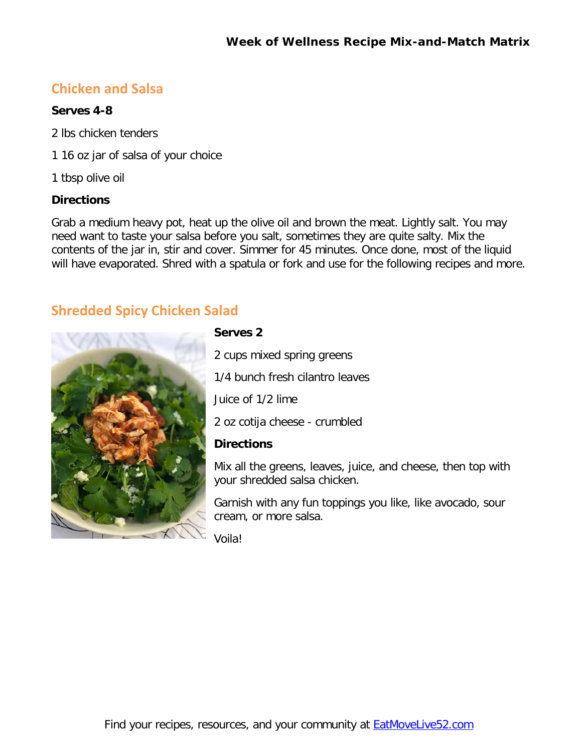## Chicken and Salsa

**Serves 4-8**

2 lbs chicken tenders

1 16 oz jar of salsa of your choice

1 tbsp olive oil

**Directions**

Grab a medium heavy pot, heat up the olive oil and brown the meat. Lightly salt. You may need want to taste your salsa before you salt, sometimes they are quite salty. Mix the contents of the jar in, stir and cover. Simmer for 45 minutes. Once done, most of the liquid will have evaporated. Shred with a spatula or fork and use for the following recipes and more.

## Shredded Spicy Chicken Salad

**Serves 2**

2 cups mixed spring greens

1/4 bunch fresh cilantro leaves

Juice of 1/2 lime

2 oz cotija cheese - crumbled

**Directions**

Mix all the greens, leaves, juice, and cheese, then top with your shredded salsa chicken.

Garnish with any fun toppings you like, like avocado, sour cream, or more salsa.

Voila!

Find your recipes, resources, and your community at [EatMoveLive52.com](EatMoveLive52.com)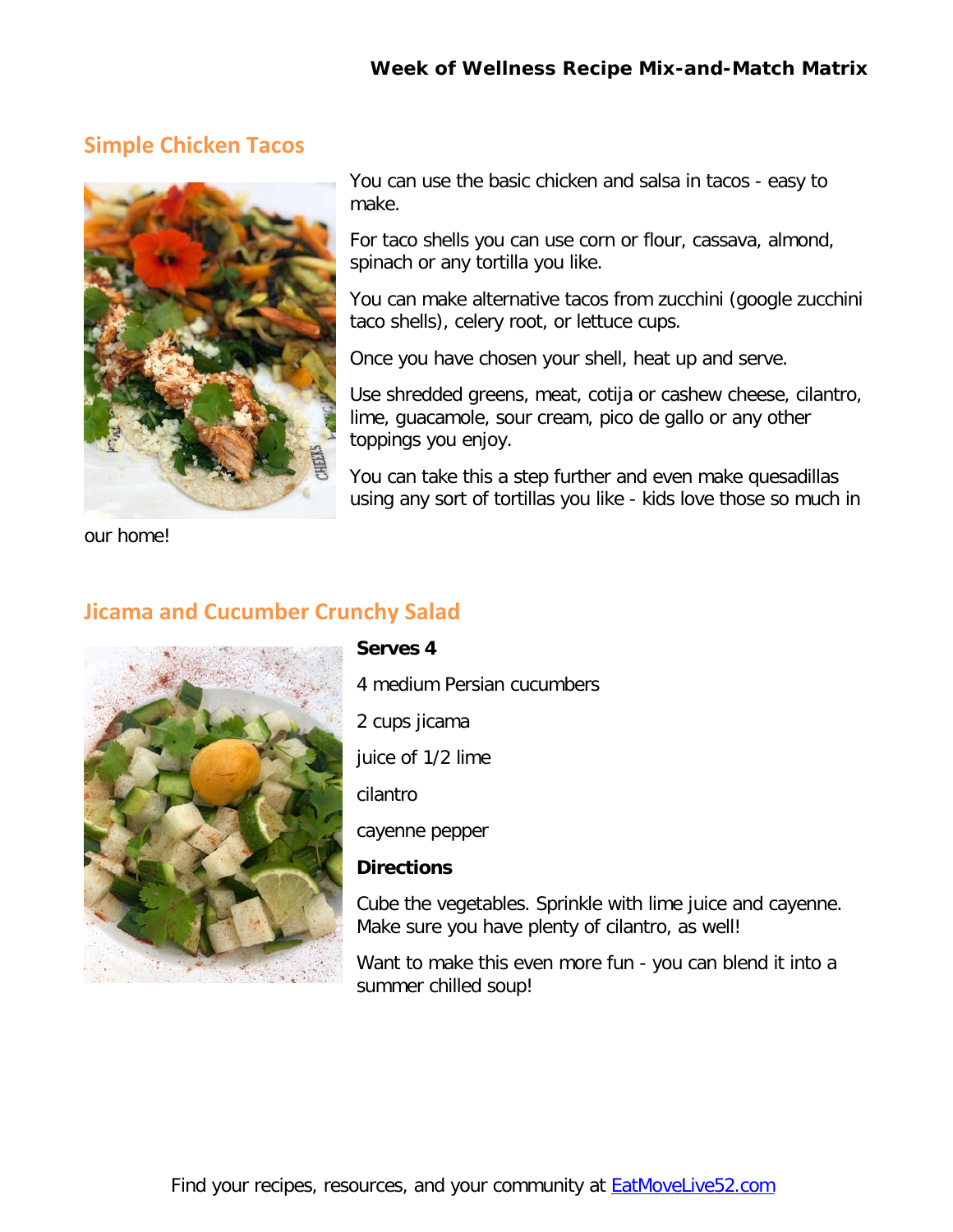## Simple Chicken Tacos

You can use the basic chicken and salsa in tacos - easy to make.

For taco shells you can use corn or flour, cassava, almond, spinach or any tortilla you like.

You can make alternative tacos from zucchini (google zucchini taco shells), celery root, or lettuce cups.

Once you have chosen your shell, heat up and serve.

Use shredded greens, meat, cotija or cashew cheese, cilantro, lime, guacamole, sour cream, pico de gallo or any other toppings you enjoy.

You can take this a step further and even make quesadillas using any sort of tortillas you like - kids love those so much in our home!

## Jicama and Cucumber Crunchy Salad

**Serves 4**

4 medium Persian cucumbers

2 cups jicama

juice of 1/2 lime

cilantro

cayenne pepper

**Directions**

Cube the vegetables. Sprinkle with lime juice and cayenne. Make sure you have plenty of cilantro, as well!

Want to make this even more fun - you can blend it into a summer chilled soup!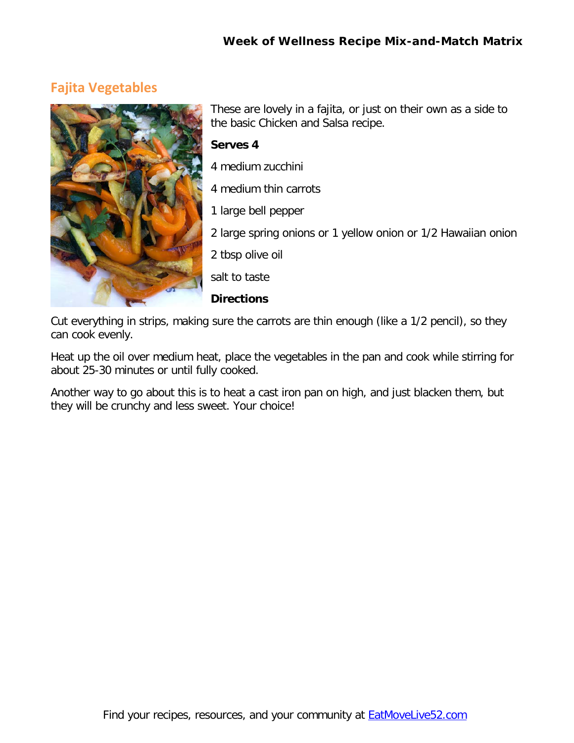## Fajita Vegetables

These are lovely in a fajita, or just on their own as a side to the basic Chicken and Salsa recipe.

**Serves 4**

4 medium zucchini

4 medium thin carrots

1 large bell pepper

2 large spring onions or 1 yellow onion or 1/2 Hawaiian onion

2 tbsp olive oil

salt to taste

**Directions**

Cut everything in strips, making sure the carrots are thin enough (like a 1/2 pencil), so they can cook evenly.

Heat up the oil over medium heat, place the vegetables in the pan and cook while stirring for about 25-30 minutes or until fully cooked.

Another way to go about this is to heat a cast iron pan on high, and just blacken them, but they will be crunchy and less sweet. Your choice!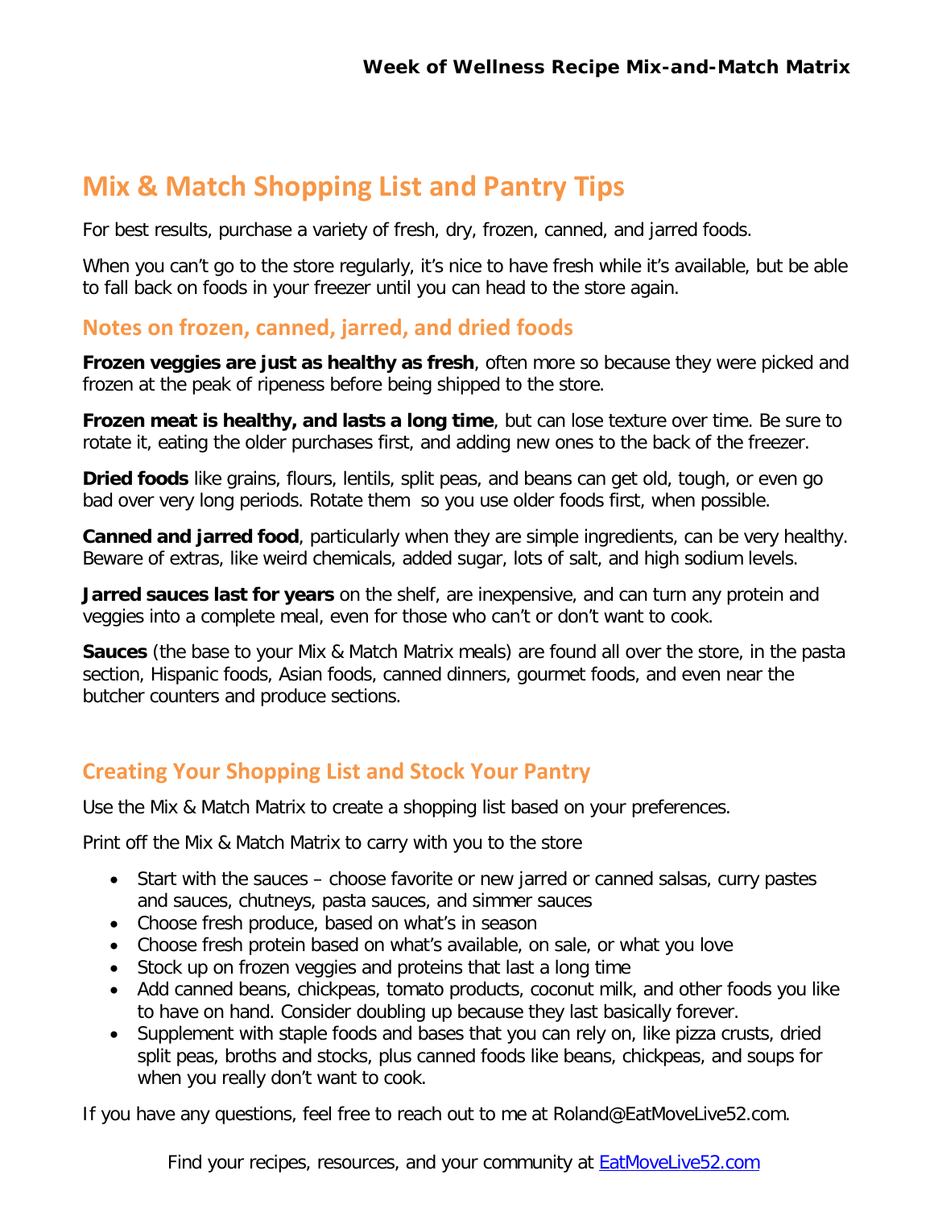# Mix & Match Shopping List and Pantry Tips

For best results, purchase a variety of fresh, dry, frozen, canned, and jarred foods.

When you can't go to the store regularly, it's nice to have fresh while it's available, but be able to fall back on foods in your freezer until you can head to the store again.

## Notes on frozen, canned, jarred, and dried foods

**Frozen veggies are just as healthy as fresh**, often more so because they were picked and frozen at the peak of ripeness before being shipped to the store.

**Frozen meat is healthy, and lasts a long time**, but can lose texture over time. Be sure to rotate it, eating the older purchases first, and adding new ones to the back of the freezer.

**Dried foods** like grains, flours, lentils, split peas, and beans can get old, tough, or even go bad over very long periods. Rotate them so you use older foods first, when possible.

**Canned and jarred food**, particularly when they are simple ingredients, can be very healthy. Beware of extras, like weird chemicals, added sugar, lots of salt, and high sodium levels.

**Jarred sauces last for years** on the shelf, are inexpensive, and can turn any protein and veggies into a complete meal, even for those who can't or don't want to cook.

**Sauces** (the base to your Mix & Match Matrix meals) are found all over the store, in the pasta section, Hispanic foods, Asian foods, canned dinners, gourmet foods, and even near the butcher counters and produce sections.

## Creating Your Shopping List and Stock Your Pantry

Use the Mix & Match Matrix to create a shopping list based on your preferences.

Print off the Mix & Match Matrix to carry with you to the store

- Start with the sauces – choose favorite or new jarred or canned salsas, curry pastes and sauces, chutneys, pasta sauces, and simmer sauces
- Choose fresh produce, based on what's in season
- Choose fresh protein based on what's available, on sale, or what you love
- Stock up on frozen veggies and proteins that last a long time
- Add canned beans, chickpeas, tomato products, coconut milk, and other foods you like to have on hand. Consider doubling up because they last basically forever.
- Supplement with staple foods and bases that you can rely on, like pizza crusts, dried split peas, broths and stocks, plus canned foods like beans, chickpeas, and soups for when you really don't want to cook.

If you have any questions, feel free to reach out to me at Roland@EatMoveLive52.com.

Find your recipes, resources, and your community at EatMoveLive52.com